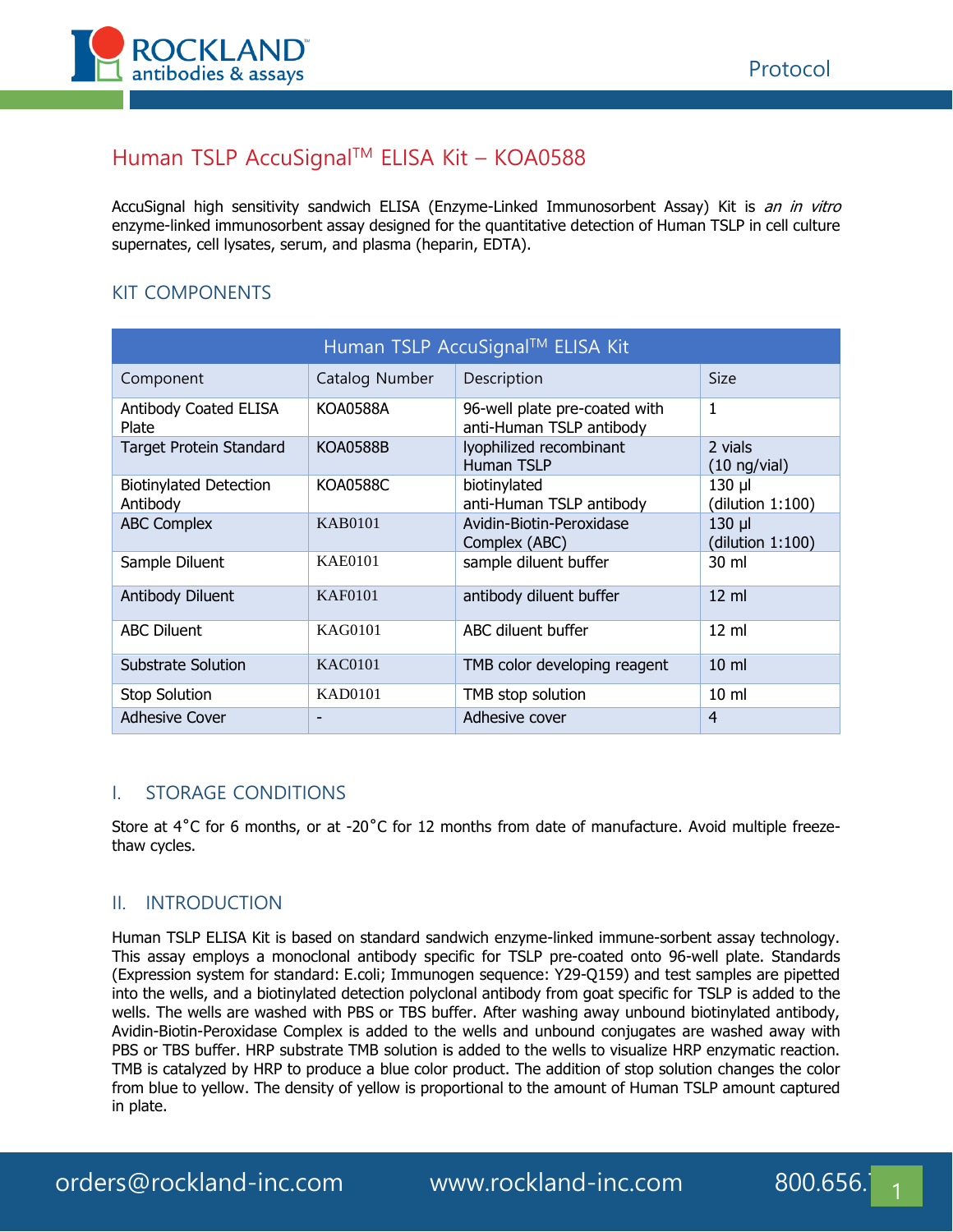# Human TSLP AccuSignal™ ELISA Kit – KOA0588

AccuSignal high sensitivity sandwich ELISA (Enzyme-Linked Immunosorbent Assay) Kit is *an in vitro* enzyme-linked immunosorbent assay designed for the quantitative detection of Human TSLP in cell culture supernates, cell lysates, serum, and plasma (heparin, EDTA).

## KIT COMPONENTS

| Human TSLP AccuSignal™ ELISA Kit | | | |
|---|---|---|---|
| Component | Catalog Number | Description | Size |
| Antibody Coated ELISA Plate | KOA0588A | 96-well plate pre-coated with anti-Human TSLP antibody | 1 |
| Target Protein Standard | KOA0588B | lyophilized recombinant Human TSLP | 2 vials (10 ng/vial) |
| Biotinylated Detection Antibody | KOA0588C | biotinylated anti-Human TSLP antibody | 130 µl (dilution 1:100) |
| ABC Complex | KAB0101 | Avidin-Biotin-Peroxidase Complex (ABC) | 130 µl (dilution 1:100) |
| Sample Diluent | KAE0101 | sample diluent buffer | 30 ml |
| Antibody Diluent | KAF0101 | antibody diluent buffer | 12 ml |
| ABC Diluent | KAG0101 | ABC diluent buffer | 12 ml |
| Substrate Solution | KAC0101 | TMB color developing reagent | 10 ml |
| Stop Solution | KAD0101 | TMB stop solution | 10 ml |
| Adhesive Cover | - | Adhesive cover | 4 |

## I. STORAGE CONDITIONS

Store at 4˚C for 6 months, or at -20˚C for 12 months from date of manufacture. Avoid multiple freeze-thaw cycles.

## II. INTRODUCTION

Human TSLP ELISA Kit is based on standard sandwich enzyme-linked immune-sorbent assay technology. This assay employs a monoclonal antibody specific for TSLP pre-coated onto 96-well plate. Standards (Expression system for standard: E.coli; Immunogen sequence: Y29-Q159) and test samples are pipetted into the wells, and a biotinylated detection polyclonal antibody from goat specific for TSLP is added to the wells. The wells are washed with PBS or TBS buffer. After washing away unbound biotinylated antibody, Avidin-Biotin-Peroxidase Complex is added to the wells and unbound conjugates are washed away with PBS or TBS buffer. HRP substrate TMB solution is added to the wells to visualize HRP enzymatic reaction. TMB is catalyzed by HRP to produce a blue color product. The addition of stop solution changes the color from blue to yellow. The density of yellow is proportional to the amount of Human TSLP amount captured in plate.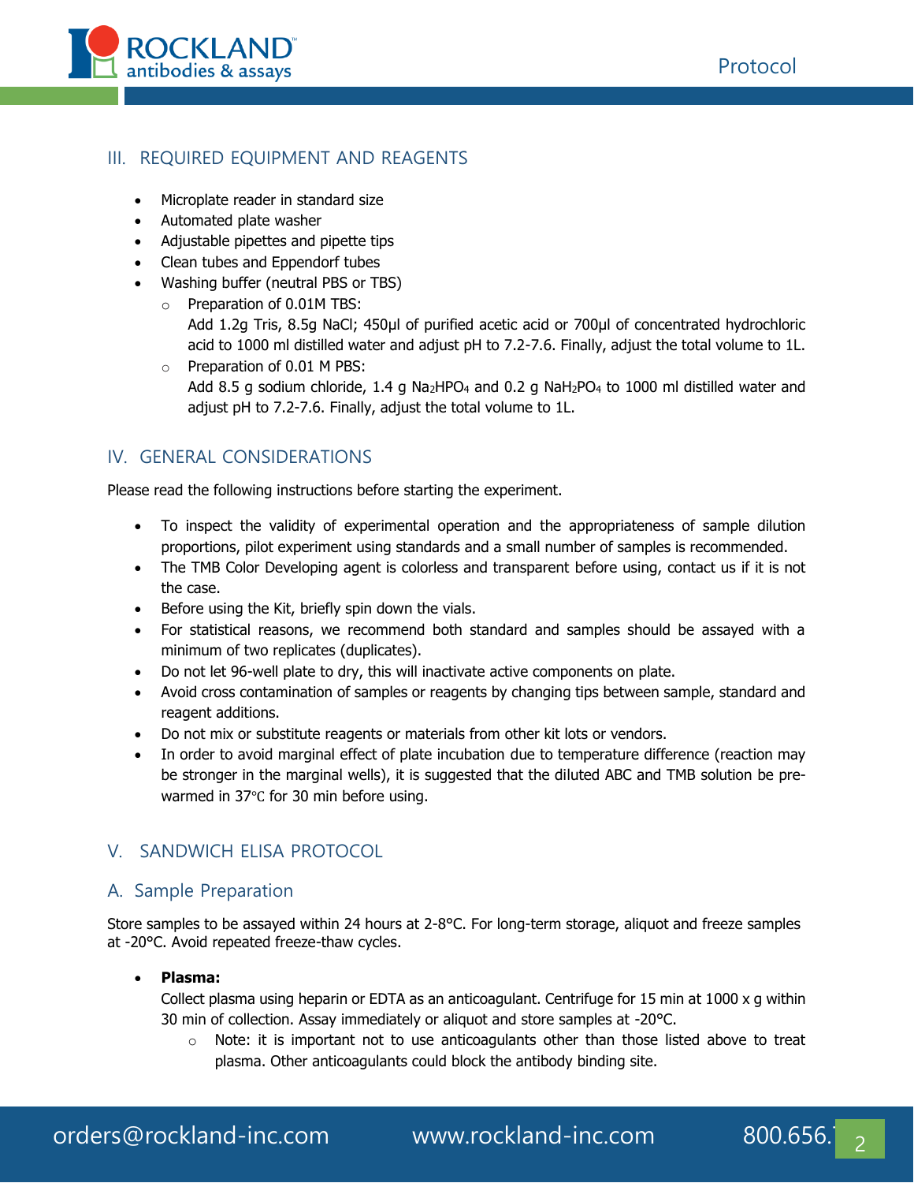## III. REQUIRED EQUIPMENT AND REAGENTS

- Microplate reader in standard size
- Automated plate washer
- Adjustable pipettes and pipette tips
- Clean tubes and Eppendorf tubes
- Washing buffer (neutral PBS or TBS)
  - Preparation of 0.01M TBS:
    Add 1.2g Tris, 8.5g NaCl; 450µl of purified acetic acid or 700µl of concentrated hydrochloric acid to 1000 ml distilled water and adjust pH to 7.2-7.6. Finally, adjust the total volume to 1L.
  - Preparation of 0.01 M PBS:
    Add 8.5 g sodium chloride, 1.4 g $Na_2HPO_4$ and 0.2 g $NaH_2PO_4$ to 1000 ml distilled water and adjust pH to 7.2-7.6. Finally, adjust the total volume to 1L.

## IV. GENERAL CONSIDERATIONS

Please read the following instructions before starting the experiment.

- To inspect the validity of experimental operation and the appropriateness of sample dilution proportions, pilot experiment using standards and a small number of samples is recommended.
- The TMB Color Developing agent is colorless and transparent before using, contact us if it is not the case.
- Before using the Kit, briefly spin down the vials.
- For statistical reasons, we recommend both standard and samples should be assayed with a minimum of two replicates (duplicates).
- Do not let 96-well plate to dry, this will inactivate active components on plate.
- Avoid cross contamination of samples or reagents by changing tips between sample, standard and reagent additions.
- Do not mix or substitute reagents or materials from other kit lots or vendors.
- In order to avoid marginal effect of plate incubation due to temperature difference (reaction may be stronger in the marginal wells), it is suggested that the diluted ABC and TMB solution be pre-warmed in 37℃ for 30 min before using.

## V. SANDWICH ELISA PROTOCOL

### A. Sample Preparation

Store samples to be assayed within 24 hours at 2-8°C. For long-term storage, aliquot and freeze samples at -20°C. Avoid repeated freeze-thaw cycles.

- **Plasma:**
  Collect plasma using heparin or EDTA as an anticoagulant. Centrifuge for 15 min at 1000 x g within 30 min of collection. Assay immediately or aliquot and store samples at -20°C.
  - Note: it is important not to use anticoagulants other than those listed above to treat plasma. Other anticoagulants could block the antibody binding site.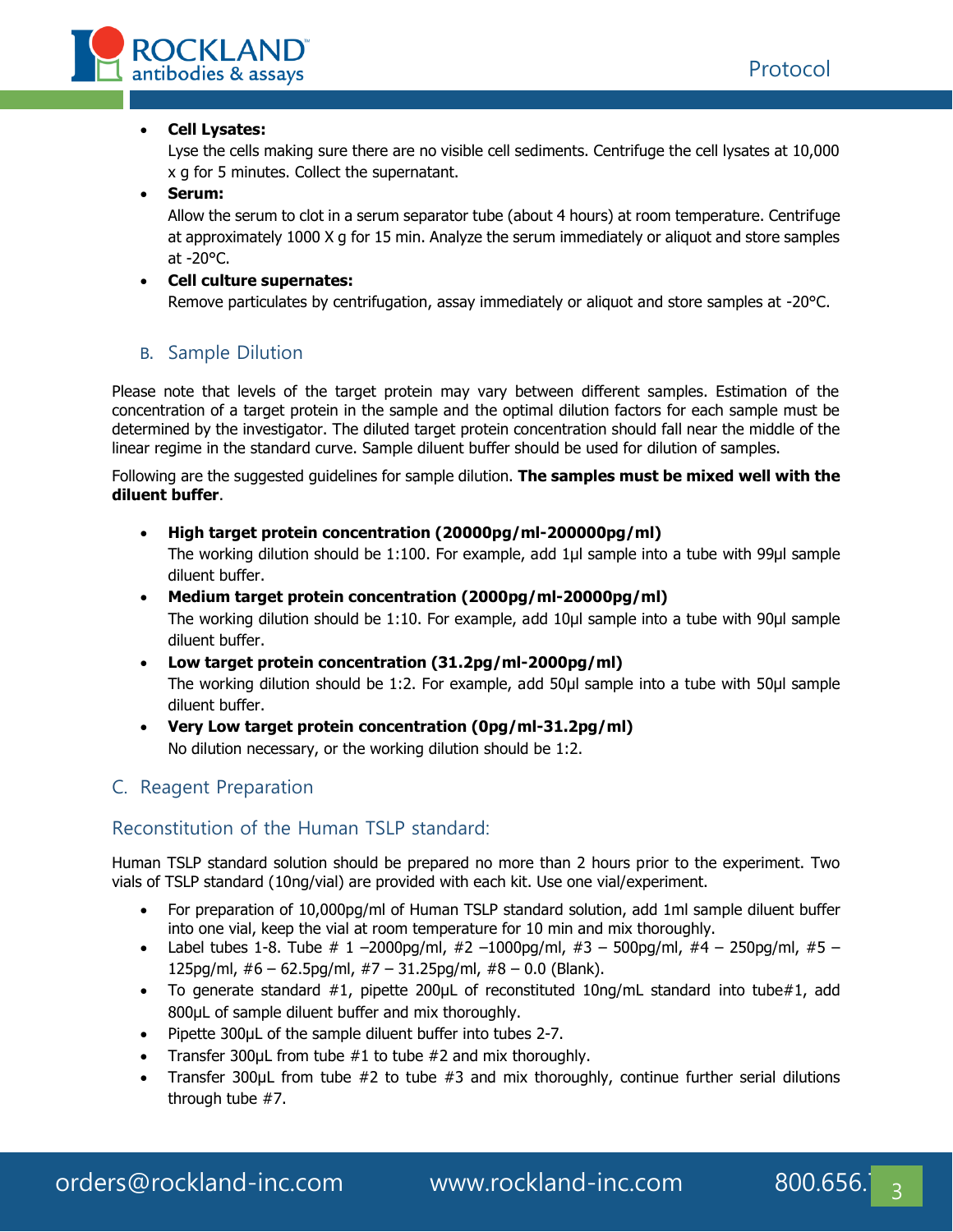- **Cell Lysates:**
  Lyse the cells making sure there are no visible cell sediments. Centrifuge the cell lysates at 10,000 x g for 5 minutes. Collect the supernatant.
- **Serum:**
  Allow the serum to clot in a serum separator tube (about 4 hours) at room temperature. Centrifuge at approximately 1000 X g for 15 min. Analyze the serum immediately or aliquot and store samples at -20°C.
- **Cell culture supernates:**
  Remove particulates by centrifugation, assay immediately or aliquot and store samples at -20°C.

### B. Sample Dilution

Please note that levels of the target protein may vary between different samples. Estimation of the concentration of a target protein in the sample and the optimal dilution factors for each sample must be determined by the investigator. The diluted target protein concentration should fall near the middle of the linear regime in the standard curve. Sample diluent buffer should be used for dilution of samples.

Following are the suggested guidelines for sample dilution. **The samples must be mixed well with the diluent buffer**.

- **High target protein concentration (20000pg/ml-200000pg/ml)**
  The working dilution should be 1:100. For example, add 1µl sample into a tube with 99µl sample diluent buffer.
- **Medium target protein concentration (2000pg/ml-20000pg/ml)**
  The working dilution should be 1:10. For example, add 10µl sample into a tube with 90µl sample diluent buffer.
- **Low target protein concentration (31.2pg/ml-2000pg/ml)**
  The working dilution should be 1:2. For example, add 50µl sample into a tube with 50µl sample diluent buffer.
- **Very Low target protein concentration (0pg/ml-31.2pg/ml)**
  No dilution necessary, or the working dilution should be 1:2.

## C. Reagent Preparation

### Reconstitution of the Human TSLP standard:

Human TSLP standard solution should be prepared no more than 2 hours prior to the experiment. Two vials of TSLP standard (10ng/vial) are provided with each kit. Use one vial/experiment.

- For preparation of 10,000pg/ml of Human TSLP standard solution, add 1ml sample diluent buffer into one vial, keep the vial at room temperature for 10 min and mix thoroughly.
- Label tubes 1-8. Tube # 1 –2000pg/ml, #2 –1000pg/ml, #3 – 500pg/ml, #4 – 250pg/ml, #5 – 125pg/ml, #6 – 62.5pg/ml, #7 – 31.25pg/ml, #8 – 0.0 (Blank).
- To generate standard #1, pipette 200µL of reconstituted 10ng/mL standard into tube#1, add 800µL of sample diluent buffer and mix thoroughly.
- Pipette 300µL of the sample diluent buffer into tubes 2-7.
- Transfer 300µL from tube #1 to tube #2 and mix thoroughly.
- Transfer 300µL from tube #2 to tube #3 and mix thoroughly, continue further serial dilutions through tube #7.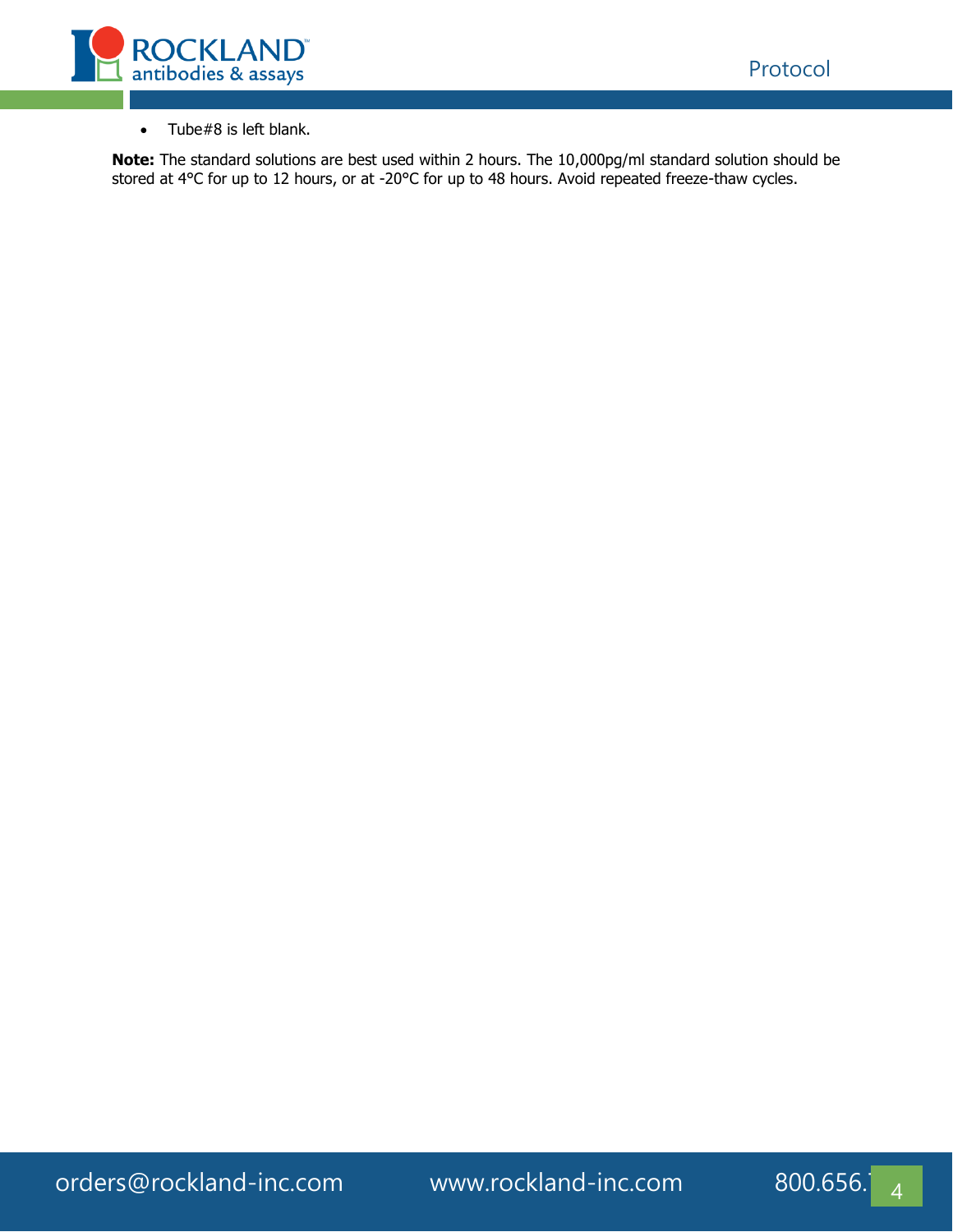- Tube#8 is left blank.

**Note:** The standard solutions are best used within 2 hours. The 10,000pg/ml standard solution should be stored at 4°C for up to 12 hours, or at -20°C for up to 48 hours. Avoid repeated freeze-thaw cycles.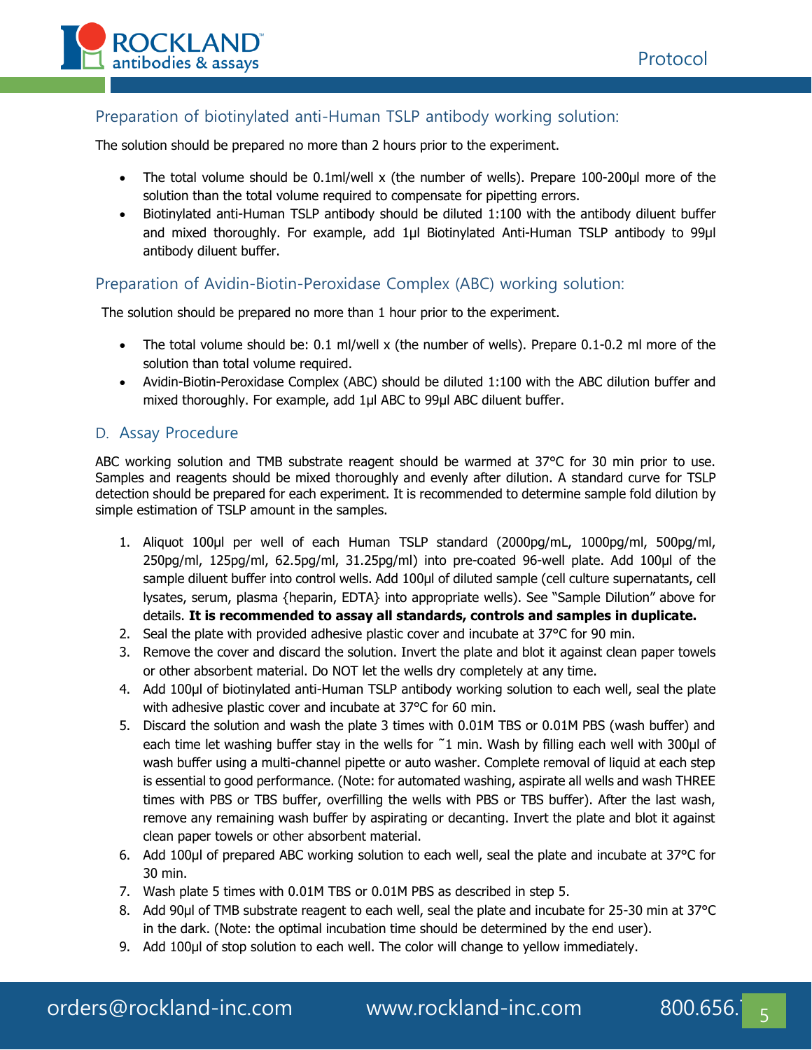### Preparation of biotinylated anti-Human TSLP antibody working solution:

The solution should be prepared no more than 2 hours prior to the experiment.

- The total volume should be 0.1ml/well x (the number of wells). Prepare 100-200µl more of the solution than the total volume required to compensate for pipetting errors.
- Biotinylated anti-Human TSLP antibody should be diluted 1:100 with the antibody diluent buffer and mixed thoroughly. For example, add 1µl Biotinylated Anti-Human TSLP antibody to 99µl antibody diluent buffer.

### Preparation of Avidin-Biotin-Peroxidase Complex (ABC) working solution:

The solution should be prepared no more than 1 hour prior to the experiment.

- The total volume should be: 0.1 ml/well x (the number of wells). Prepare 0.1-0.2 ml more of the solution than total volume required.
- Avidin-Biotin-Peroxidase Complex (ABC) should be diluted 1:100 with the ABC dilution buffer and mixed thoroughly. For example, add 1µl ABC to 99µl ABC diluent buffer.

## D. Assay Procedure

ABC working solution and TMB substrate reagent should be warmed at 37°C for 30 min prior to use. Samples and reagents should be mixed thoroughly and evenly after dilution. A standard curve for TSLP detection should be prepared for each experiment. It is recommended to determine sample fold dilution by simple estimation of TSLP amount in the samples.

1. Aliquot 100µl per well of each Human TSLP standard (2000pg/mL, 1000pg/ml, 500pg/ml, 250pg/ml, 125pg/ml, 62.5pg/ml, 31.25pg/ml) into pre-coated 96-well plate. Add 100µl of the sample diluent buffer into control wells. Add 100µl of diluted sample (cell culture supernatants, cell lysates, serum, plasma {heparin, EDTA} into appropriate wells). See "Sample Dilution" above for details. **It is recommended to assay all standards, controls and samples in duplicate.**
2. Seal the plate with provided adhesive plastic cover and incubate at 37°C for 90 min.
3. Remove the cover and discard the solution. Invert the plate and blot it against clean paper towels or other absorbent material. Do NOT let the wells dry completely at any time.
4. Add 100µl of biotinylated anti-Human TSLP antibody working solution to each well, seal the plate with adhesive plastic cover and incubate at 37°C for 60 min.
5. Discard the solution and wash the plate 3 times with 0.01M TBS or 0.01M PBS (wash buffer) and each time let washing buffer stay in the wells for ~1 min. Wash by filling each well with 300µl of wash buffer using a multi-channel pipette or auto washer. Complete removal of liquid at each step is essential to good performance. (Note: for automated washing, aspirate all wells and wash THREE times with PBS or TBS buffer, overfilling the wells with PBS or TBS buffer). After the last wash, remove any remaining wash buffer by aspirating or decanting. Invert the plate and blot it against clean paper towels or other absorbent material.
6. Add 100µl of prepared ABC working solution to each well, seal the plate and incubate at 37°C for 30 min.
7. Wash plate 5 times with 0.01M TBS or 0.01M PBS as described in step 5.
8. Add 90µl of TMB substrate reagent to each well, seal the plate and incubate for 25-30 min at 37°C in the dark. (Note: the optimal incubation time should be determined by the end user).
9. Add 100µl of stop solution to each well. The color will change to yellow immediately.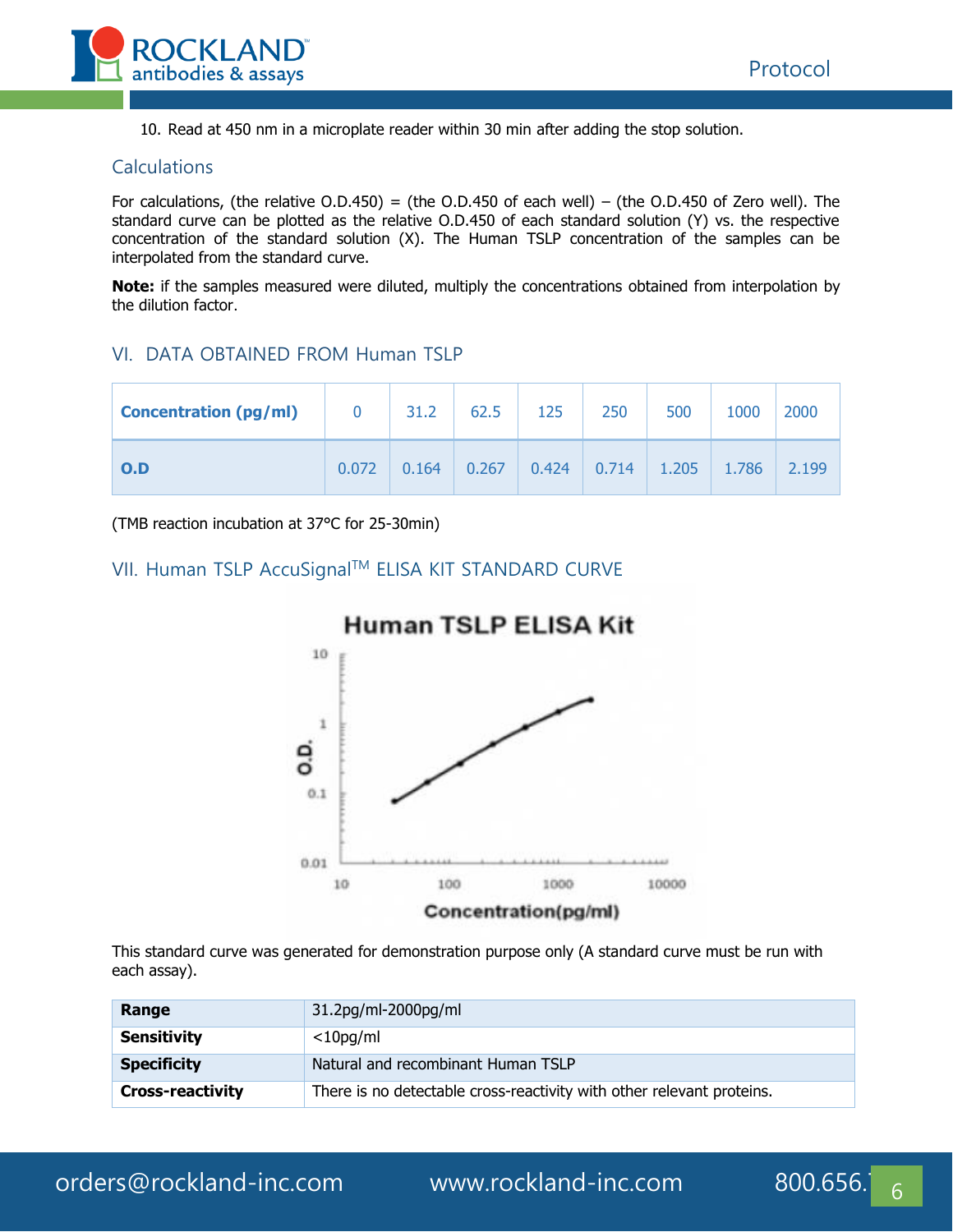10. Read at 450 nm in a microplate reader within 30 min after adding the stop solution.

## Calculations

For calculations, (the relative O.D.450) = (the O.D.450 of each well) – (the O.D.450 of Zero well). The standard curve can be plotted as the relative O.D.450 of each standard solution (Y) vs. the respective concentration of the standard solution (X). The Human TSLP concentration of the samples can be interpolated from the standard curve.

**Note:** if the samples measured were diluted, multiply the concentrations obtained from interpolation by the dilution factor.

## VI. DATA OBTAINED FROM Human TSLP

| Concentration (pg/ml) | 0 | 31.2 | 62.5 | 125 | 250 | 500 | 1000 | 2000 |
|---|---|---|---|---|---|---|---|---|
| O.D | 0.072 | 0.164 | 0.267 | 0.424 | 0.714 | 1.205 | 1.786 | 2.199 |

(TMB reaction incubation at 37°C for 25-30min)

## VII. Human TSLP AccuSignal™ ELISA KIT STANDARD CURVE

This standard curve was generated for demonstration purpose only (A standard curve must be run with each assay).

| Range | 31.2pg/ml-2000pg/ml |
|---|---|
| Sensitivity | <10pg/ml |
| Specificity | Natural and recombinant Human TSLP |
| Cross-reactivity | There is no detectable cross-reactivity with other relevant proteins. |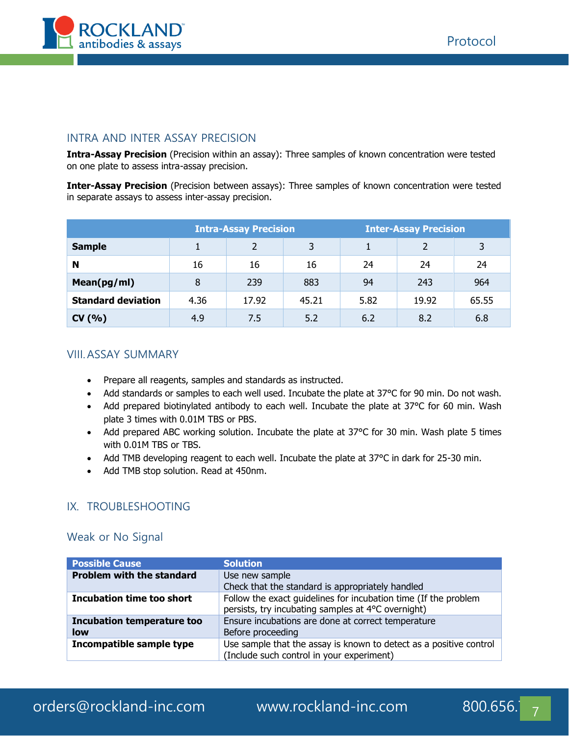## INTRA AND INTER ASSAY PRECISION

**Intra-Assay Precision** (Precision within an assay): Three samples of known concentration were tested on one plate to assess intra-assay precision.

**Inter-Assay Precision** (Precision between assays): Three samples of known concentration were tested in separate assays to assess inter-assay precision.

| | Intra-Assay Precision | | | Inter-Assay Precision | | |
|---|---|---|---|---|---|---|
| **Sample** | 1 | 2 | 3 | 1 | 2 | 3 |
| **N** | 16 | 16 | 16 | 24 | 24 | 24 |
| **Mean(pg/ml)** | 8 | 239 | 883 | 94 | 243 | 964 |
| **Standard deviation** | 4.36 | 17.92 | 45.21 | 5.82 | 19.92 | 65.55 |
| **CV (%)** | 4.9 | 7.5 | 5.2 | 6.2 | 8.2 | 6.8 |

## VIII. ASSAY SUMMARY

- Prepare all reagents, samples and standards as instructed.
- Add standards or samples to each well used. Incubate the plate at 37°C for 90 min. Do not wash.
- Add prepared biotinylated antibody to each well. Incubate the plate at 37°C for 60 min. Wash plate 3 times with 0.01M TBS or PBS.
- Add prepared ABC working solution. Incubate the plate at 37°C for 30 min. Wash plate 5 times with 0.01M TBS or TBS.
- Add TMB developing reagent to each well. Incubate the plate at 37°C in dark for 25-30 min.
- Add TMB stop solution. Read at 450nm.

## IX. TROUBLESHOOTING

### Weak or No Signal

| Possible Cause | Solution |
|---|---|
| **Problem with the standard** | Use new sample<br>Check that the standard is appropriately handled |
| **Incubation time too short** | Follow the exact guidelines for incubation time (If the problem persists, try incubating samples at 4°C overnight) |
| **Incubation temperature too low** | Ensure incubations are done at correct temperature<br>Before proceeding |
| **Incompatible sample type** | Use sample that the assay is known to detect as a positive control (Include such control in your experiment) |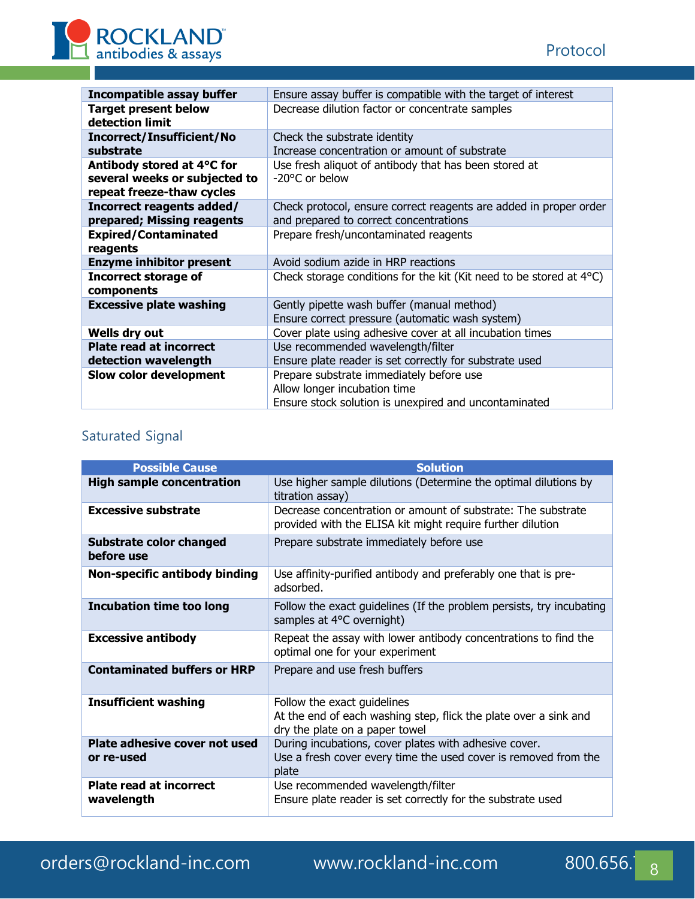| | |
|---|---|
| **Incompatible assay buffer** | Ensure assay buffer is compatible with the target of interest |
| **Target present below detection limit** | Decrease dilution factor or concentrate samples |
| **Incorrect/Insufficient/No substrate** | Check the substrate identity<br>Increase concentration or amount of substrate |
| **Antibody stored at 4°C for several weeks or subjected to repeat freeze-thaw cycles** | Use fresh aliquot of antibody that has been stored at -20°C or below |
| **Incorrect reagents added/ prepared; Missing reagents** | Check protocol, ensure correct reagents are added in proper order and prepared to correct concentrations |
| **Expired/Contaminated reagents** | Prepare fresh/uncontaminated reagents |
| **Enzyme inhibitor present** | Avoid sodium azide in HRP reactions |
| **Incorrect storage of components** | Check storage conditions for the kit (Kit need to be stored at 4°C) |
| **Excessive plate washing** | Gently pipette wash buffer (manual method)<br>Ensure correct pressure (automatic wash system) |
| **Wells dry out** | Cover plate using adhesive cover at all incubation times |
| **Plate read at incorrect detection wavelength** | Use recommended wavelength/filter<br>Ensure plate reader is set correctly for substrate used |
| **Slow color development** | Prepare substrate immediately before use<br>Allow longer incubation time<br>Ensure stock solution is unexpired and uncontaminated |

## Saturated Signal

| Possible Cause | Solution |
|---|---|
| **High sample concentration** | Use higher sample dilutions (Determine the optimal dilutions by titration assay) |
| **Excessive substrate** | Decrease concentration or amount of substrate: The substrate provided with the ELISA kit might require further dilution |
| **Substrate color changed before use** | Prepare substrate immediately before use |
| **Non-specific antibody binding** | Use affinity-purified antibody and preferably one that is pre-adsorbed. |
| **Incubation time too long** | Follow the exact guidelines (If the problem persists, try incubating samples at 4°C overnight) |
| **Excessive antibody** | Repeat the assay with lower antibody concentrations to find the optimal one for your experiment |
| **Contaminated buffers or HRP** | Prepare and use fresh buffers |
| **Insufficient washing** | Follow the exact guidelines<br>At the end of each washing step, flick the plate over a sink and dry the plate on a paper towel |
| **Plate adhesive cover not used or re-used** | During incubations, cover plates with adhesive cover.<br>Use a fresh cover every time the used cover is removed from the plate |
| **Plate read at incorrect wavelength** | Use recommended wavelength/filter<br>Ensure plate reader is set correctly for the substrate used |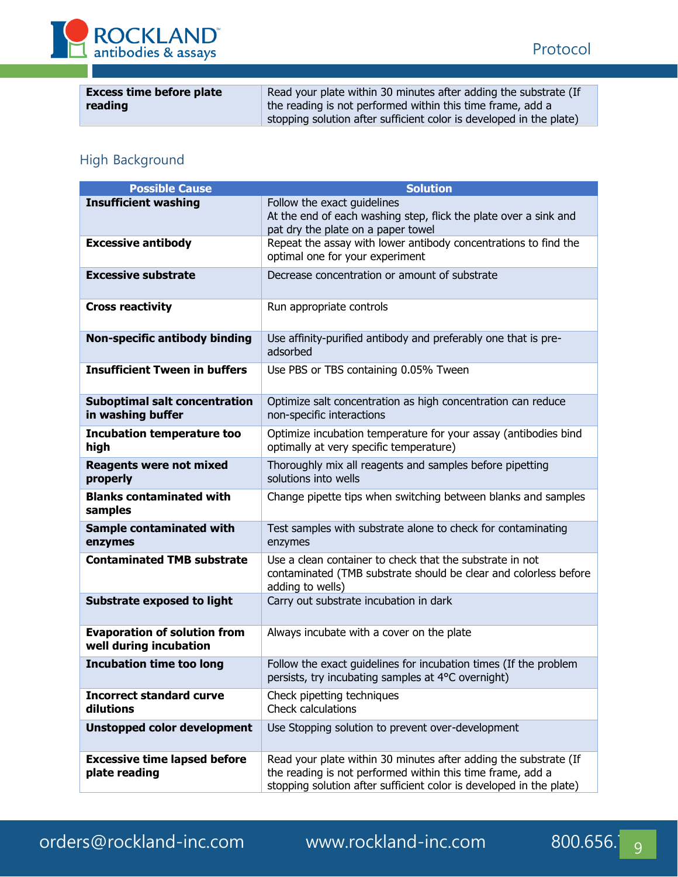| Excess time before plate reading | Read your plate within 30 minutes after adding the substrate (If the reading is not performed within this time frame, add a stopping solution after sufficient color is developed in the plate) |
|---|---|

## High Background

| Possible Cause | Solution |
|---|---|
| **Insufficient washing** | Follow the exact guidelines<br>At the end of each washing step, flick the plate over a sink and pat dry the plate on a paper towel |
| **Excessive antibody** | Repeat the assay with lower antibody concentrations to find the optimal one for your experiment |
| **Excessive substrate** | Decrease concentration or amount of substrate |
| **Cross reactivity** | Run appropriate controls |
| **Non-specific antibody binding** | Use affinity-purified antibody and preferably one that is pre-adsorbed |
| **Insufficient Tween in buffers** | Use PBS or TBS containing 0.05% Tween |
| **Suboptimal salt concentration in washing buffer** | Optimize salt concentration as high concentration can reduce non-specific interactions |
| **Incubation temperature too high** | Optimize incubation temperature for your assay (antibodies bind optimally at very specific temperature) |
| **Reagents were not mixed properly** | Thoroughly mix all reagents and samples before pipetting solutions into wells |
| **Blanks contaminated with samples** | Change pipette tips when switching between blanks and samples |
| **Sample contaminated with enzymes** | Test samples with substrate alone to check for contaminating enzymes |
| **Contaminated TMB substrate** | Use a clean container to check that the substrate in not contaminated (TMB substrate should be clear and colorless before adding to wells) |
| **Substrate exposed to light** | Carry out substrate incubation in dark |
| **Evaporation of solution from well during incubation** | Always incubate with a cover on the plate |
| **Incubation time too long** | Follow the exact guidelines for incubation times (If the problem persists, try incubating samples at 4°C overnight) |
| **Incorrect standard curve dilutions** | Check pipetting techniques<br>Check calculations |
| **Unstopped color development** | Use Stopping solution to prevent over-development |
| **Excessive time lapsed before plate reading** | Read your plate within 30 minutes after adding the substrate (If the reading is not performed within this time frame, add a stopping solution after sufficient color is developed in the plate) |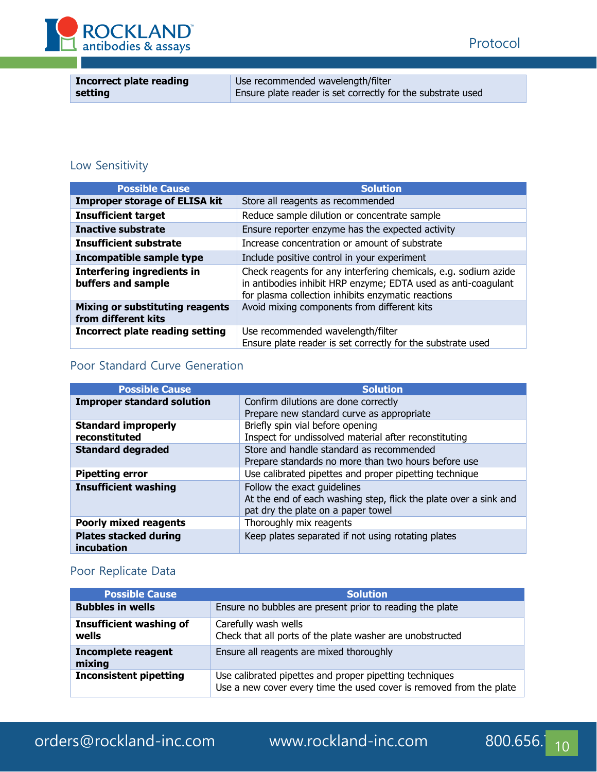| | |
|---|---|
| **Incorrect plate reading setting** | Use recommended wavelength/filter<br>Ensure plate reader is set correctly for the substrate used |

### Low Sensitivity

| Possible Cause | Solution |
|---|---|
| **Improper storage of ELISA kit** | Store all reagents as recommended |
| **Insufficient target** | Reduce sample dilution or concentrate sample |
| **Inactive substrate** | Ensure reporter enzyme has the expected activity |
| **Insufficient substrate** | Increase concentration or amount of substrate |
| **Incompatible sample type** | Include positive control in your experiment |
| **Interfering ingredients in buffers and sample** | Check reagents for any interfering chemicals, e.g. sodium azide in antibodies inhibit HRP enzyme; EDTA used as anti-coagulant for plasma collection inhibits enzymatic reactions |
| **Mixing or substituting reagents from different kits** | Avoid mixing components from different kits |
| **Incorrect plate reading setting** | Use recommended wavelength/filter<br>Ensure plate reader is set correctly for the substrate used |

### Poor Standard Curve Generation

| Possible Cause | Solution |
|---|---|
| **Improper standard solution** | Confirm dilutions are done correctly<br>Prepare new standard curve as appropriate |
| **Standard improperly reconstituted** | Briefly spin vial before opening<br>Inspect for undissolved material after reconstituting |
| **Standard degraded** | Store and handle standard as recommended<br>Prepare standards no more than two hours before use |
| **Pipetting error** | Use calibrated pipettes and proper pipetting technique |
| **Insufficient washing** | Follow the exact guidelines<br>At the end of each washing step, flick the plate over a sink and pat dry the plate on a paper towel |
| **Poorly mixed reagents** | Thoroughly mix reagents |
| **Plates stacked during incubation** | Keep plates separated if not using rotating plates |

### Poor Replicate Data

| Possible Cause | Solution |
|---|---|
| **Bubbles in wells** | Ensure no bubbles are present prior to reading the plate |
| **Insufficient washing of wells** | Carefully wash wells<br>Check that all ports of the plate washer are unobstructed |
| **Incomplete reagent mixing** | Ensure all reagents are mixed thoroughly |
| **Inconsistent pipetting** | Use calibrated pipettes and proper pipetting techniques<br>Use a new cover every time the used cover is removed from the plate |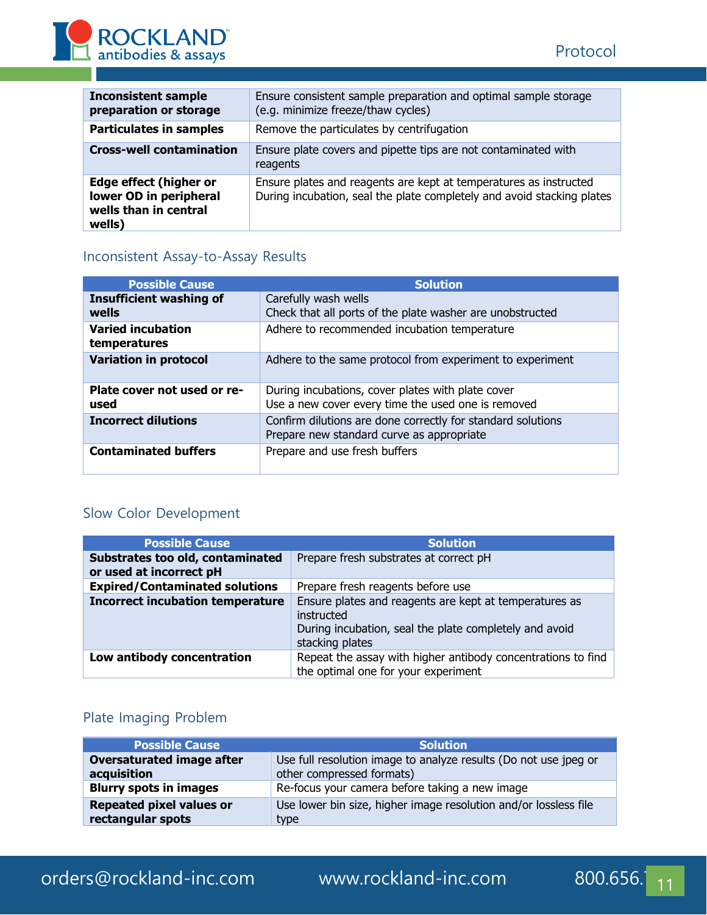| | |
|---|---|
| **Inconsistent sample preparation or storage** | Ensure consistent sample preparation and optimal sample storage (e.g. minimize freeze/thaw cycles) |
| **Particulates in samples** | Remove the particulates by centrifugation |
| **Cross-well contamination** | Ensure plate covers and pipette tips are not contaminated with reagents |
| **Edge effect (higher or lower OD in peripheral wells than in central wells)** | Ensure plates and reagents are kept at temperatures as instructed<br>During incubation, seal the plate completely and avoid stacking plates |

## Inconsistent Assay-to-Assay Results

| Possible Cause | Solution |
|---|---|
| **Insufficient washing of wells** | Carefully wash wells<br>Check that all ports of the plate washer are unobstructed |
| **Varied incubation temperatures** | Adhere to recommended incubation temperature |
| **Variation in protocol** | Adhere to the same protocol from experiment to experiment |
| **Plate cover not used or re-used** | During incubations, cover plates with plate cover<br>Use a new cover every time the used one is removed |
| **Incorrect dilutions** | Confirm dilutions are done correctly for standard solutions<br>Prepare new standard curve as appropriate |
| **Contaminated buffers** | Prepare and use fresh buffers |

## Slow Color Development

| Possible Cause | Solution |
|---|---|
| **Substrates too old, contaminated or used at incorrect pH** | Prepare fresh substrates at correct pH |
| **Expired/Contaminated solutions** | Prepare fresh reagents before use |
| **Incorrect incubation temperature** | Ensure plates and reagents are kept at temperatures as instructed<br>During incubation, seal the plate completely and avoid stacking plates |
| **Low antibody concentration** | Repeat the assay with higher antibody concentrations to find the optimal one for your experiment |

## Plate Imaging Problem

| Possible Cause | Solution |
|---|---|
| **Oversaturated image after acquisition** | Use full resolution image to analyze results (Do not use jpeg or other compressed formats) |
| **Blurry spots in images** | Re-focus your camera before taking a new image |
| **Repeated pixel values or rectangular spots** | Use lower bin size, higher image resolution and/or lossless file type |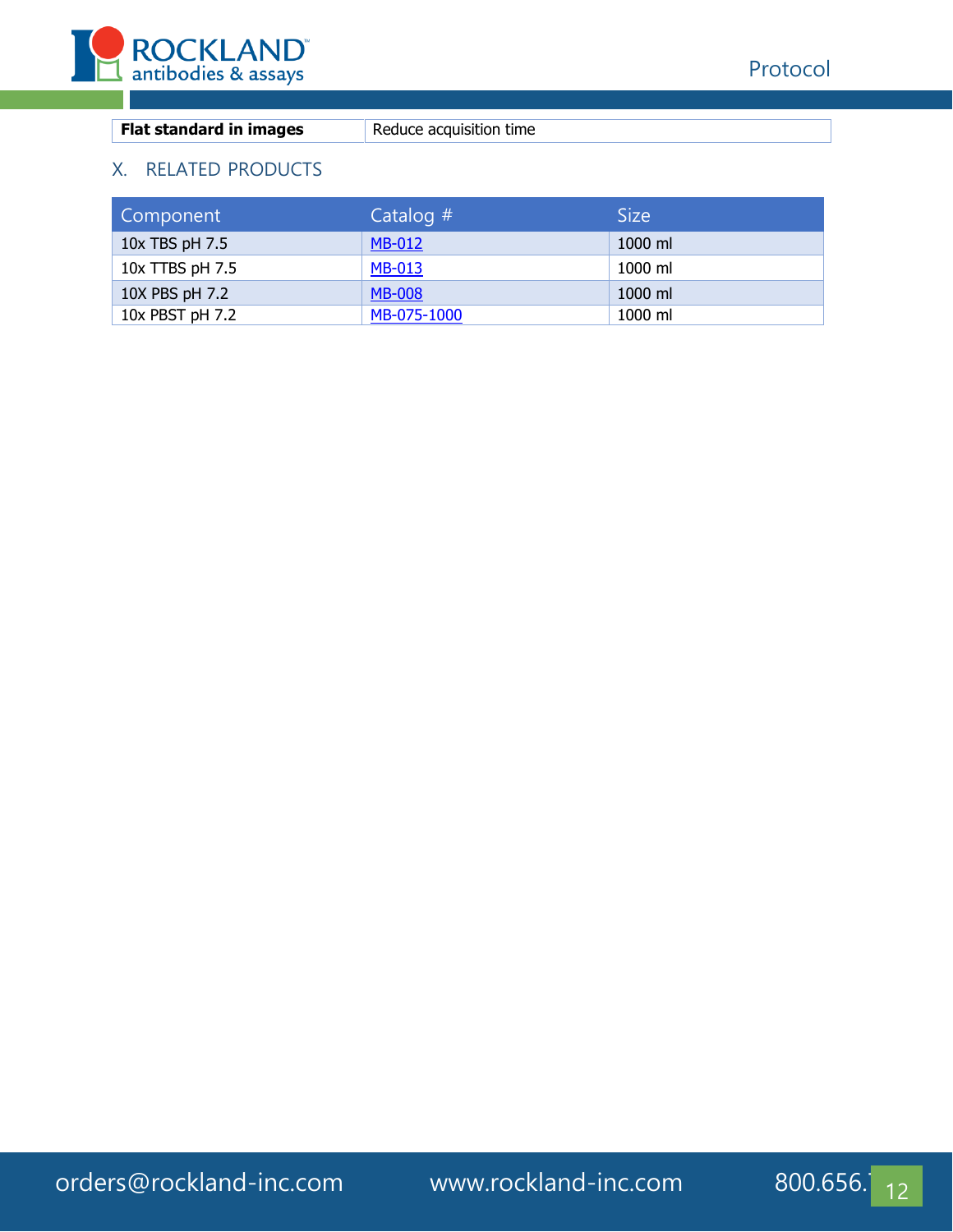| | |
|---|---|
| **Flat standard in images** | Reduce acquisition time |

## X. RELATED PRODUCTS

| Component | Catalog # | Size |
|---|---|---|
| 10x TBS pH 7.5 | MB-012 | 1000 ml |
| 10x TTBS pH 7.5 | MB-013 | 1000 ml |
| 10X PBS pH 7.2 | MB-008 | 1000 ml |
| 10x PBST pH 7.2 | MB-075-1000 | 1000 ml |